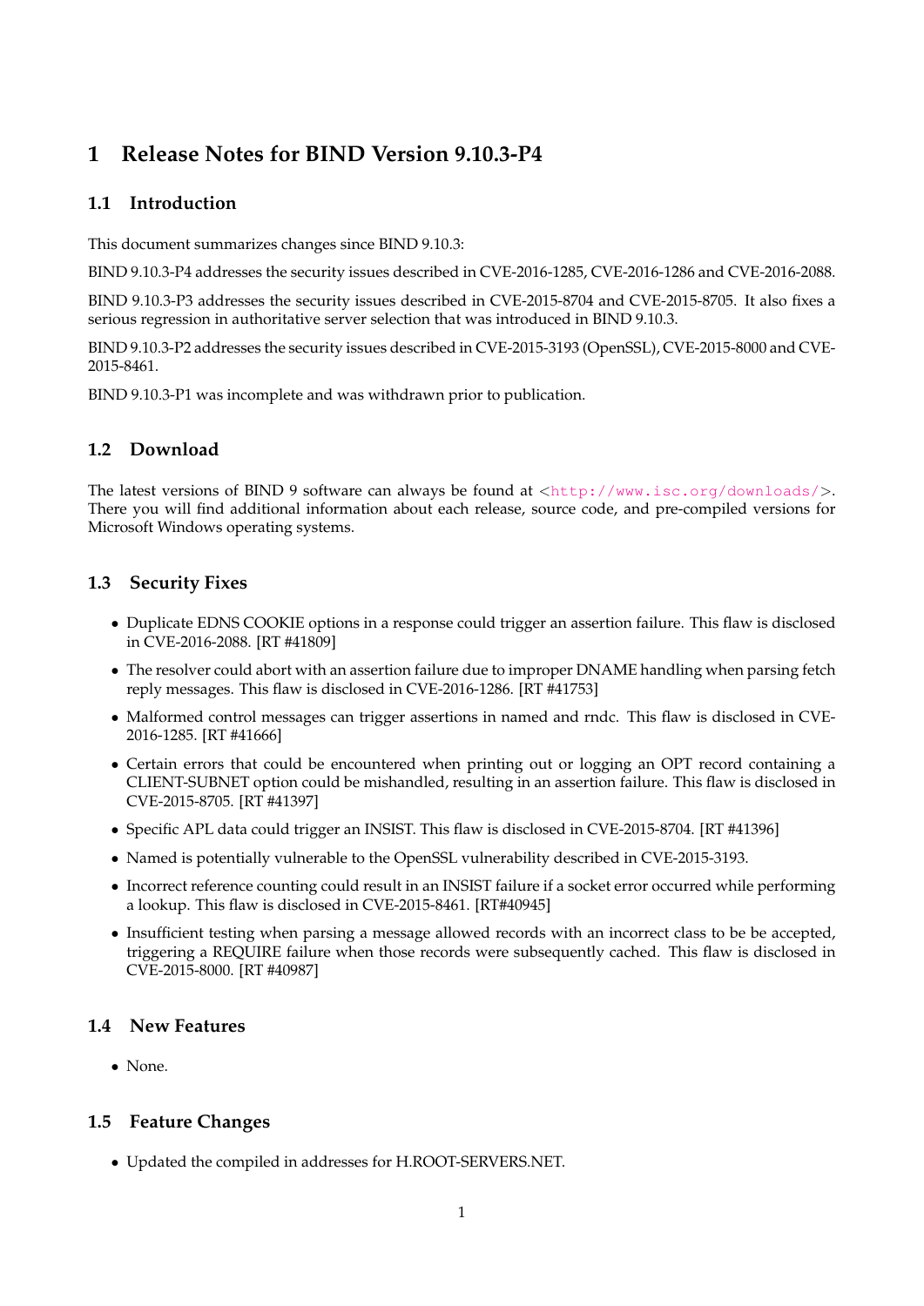# 1 Release Notes for BIND Version 9.10.3-P4

## 1.1 Introduction

This document summarizes changes since BIND 9.10.3:

BIND 9.10.3-P4 addresses the security issues described in CVE-2016-1285, CVE-2016-1286 and CVE-2016-2088.

BIND 9.10.3-P3 addresses the security issues described in CVE-2015-8704 and CVE-2015-8705. It also fixes a serious regression in authoritative server selection that was introduced in BIND 9.10.3.

BIND 9.10.3-P2 addresses the security issues described in CVE-2015-3193 (OpenSSL), CVE-2015-8000 and CVE-2015-8461.

BIND 9.10.3-P1 was incomplete and was withdrawn prior to publication.

## 1.2 Download

The latest versions of BIND 9 software can always be found at <http://www.isc.org/downloads/>. There you will find additional information about each release, source code, and pre-compiled versions for Microsoft Windows operating systems.

## 1.3 Security Fixes

- Duplicate EDNS COOKIE options in a response could trigger an assertion failure. This flaw is disclosed in CVE-2016-2088. [RT #41809]
- The resolver could abort with an assertion failure due to improper DNAME handling when parsing fetch reply messages. This flaw is disclosed in CVE-2016-1286. [RT #41753]
- Malformed control messages can trigger assertions in named and rndc. This flaw is disclosed in CVE-2016-1285. [RT #41666]
- Certain errors that could be encountered when printing out or logging an OPT record containing a CLIENT-SUBNET option could be mishandled, resulting in an assertion failure. This flaw is disclosed in CVE-2015-8705. [RT #41397]
- Specific APL data could trigger an INSIST. This flaw is disclosed in CVE-2015-8704. [RT #41396]
- Named is potentially vulnerable to the OpenSSL vulnerability described in CVE-2015-3193.
- Incorrect reference counting could result in an INSIST failure if a socket error occurred while performing a lookup. This flaw is disclosed in CVE-2015-8461. [RT#40945]
- Insufficient testing when parsing a message allowed records with an incorrect class to be be accepted, triggering a REQUIRE failure when those records were subsequently cached. This flaw is disclosed in CVE-2015-8000. [RT #40987]

## 1.4 New Features

- None.

## 1.5 Feature Changes

- Updated the compiled in addresses for H.ROOT-SERVERS.NET.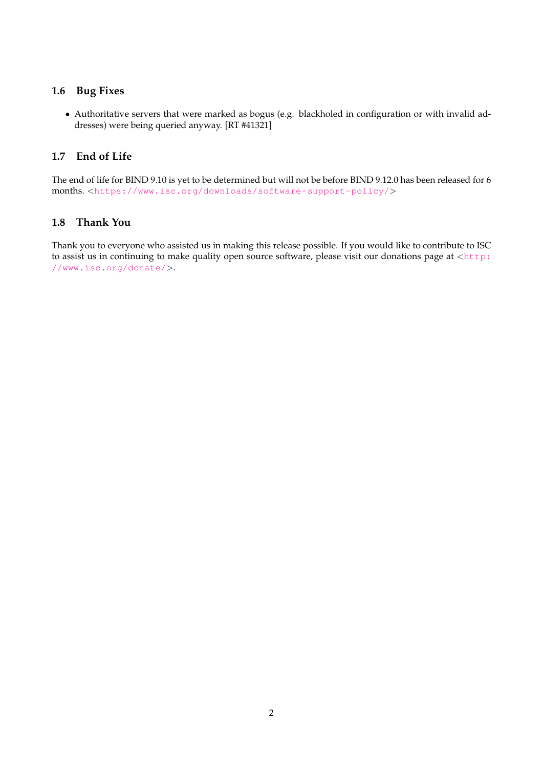### 1.6 Bug Fixes

- Authoritative servers that were marked as bogus (e.g. blackholed in configuration or with invalid addresses) were being queried anyway. [RT #41321]

### 1.7 End of Life

The end of life for BIND 9.10 is yet to be determined but will not be before BIND 9.12.0 has been released for 6 months. <https://www.isc.org/downloads/software-support-policy/>

### 1.8 Thank You

Thank you to everyone who assisted us in making this release possible. If you would like to contribute to ISC to assist us in continuing to make quality open source software, please visit our donations page at <http://www.isc.org/donate/>.